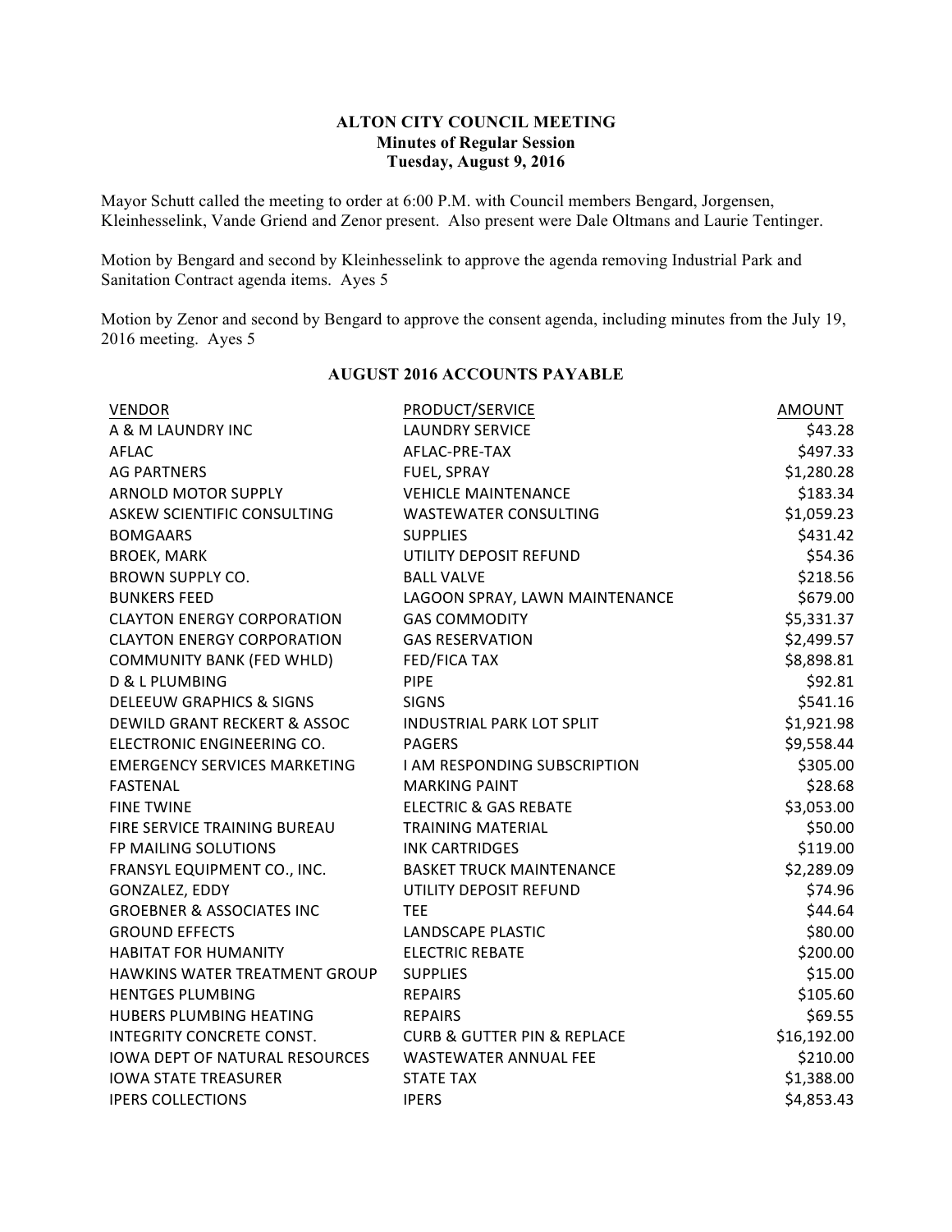# ALTON CITY COUNCIL MEETING
## Minutes of Regular Session
### Tuesday, August 9, 2016

Mayor Schutt called the meeting to order at 6:00 P.M. with Council members Bengard, Jorgensen, Kleinhesselink, Vande Griend and Zenor present. Also present were Dale Oltmans and Laurie Tentinger.

Motion by Bengard and second by Kleinhesselink to approve the agenda removing Industrial Park and Sanitation Contract agenda items. Ayes 5

Motion by Zenor and second by Bengard to approve the consent agenda, including minutes from the July 19, 2016 meeting. Ayes 5

### AUGUST 2016 ACCOUNTS PAYABLE

| VENDOR | PRODUCT/SERVICE | AMOUNT |
|---|---|---|
| A & M LAUNDRY INC | LAUNDRY SERVICE | $43.28 |
| AFLAC | AFLAC-PRE-TAX | $497.33 |
| AG PARTNERS | FUEL, SPRAY | $1,280.28 |
| ARNOLD MOTOR SUPPLY | VEHICLE MAINTENANCE | $183.34 |
| ASKEW SCIENTIFIC CONSULTING | WASTEWATER CONSULTING | $1,059.23 |
| BOMGAARS | SUPPLIES | $431.42 |
| BROEK, MARK | UTILITY DEPOSIT REFUND | $54.36 |
| BROWN SUPPLY CO. | BALL VALVE | $218.56 |
| BUNKERS FEED | LAGOON SPRAY, LAWN MAINTENANCE | $679.00 |
| CLAYTON ENERGY CORPORATION | GAS COMMODITY | $5,331.37 |
| CLAYTON ENERGY CORPORATION | GAS RESERVATION | $2,499.57 |
| COMMUNITY BANK (FED WHLD) | FED/FICA TAX | $8,898.81 |
| D & L PLUMBING | PIPE | $92.81 |
| DELEEUW GRAPHICS & SIGNS | SIGNS | $541.16 |
| DEWILD GRANT RECKERT & ASSOC | INDUSTRIAL PARK LOT SPLIT | $1,921.98 |
| ELECTRONIC ENGINEERING CO. | PAGERS | $9,558.44 |
| EMERGENCY SERVICES MARKETING | I AM RESPONDING SUBSCRIPTION | $305.00 |
| FASTENAL | MARKING PAINT | $28.68 |
| FINE TWINE | ELECTRIC & GAS REBATE | $3,053.00 |
| FIRE SERVICE TRAINING BUREAU | TRAINING MATERIAL | $50.00 |
| FP MAILING SOLUTIONS | INK CARTRIDGES | $119.00 |
| FRANSYL EQUIPMENT CO., INC. | BASKET TRUCK MAINTENANCE | $2,289.09 |
| GONZALEZ, EDDY | UTILITY DEPOSIT REFUND | $74.96 |
| GROEBNER & ASSOCIATES INC | TEE | $44.64 |
| GROUND EFFECTS | LANDSCAPE PLASTIC | $80.00 |
| HABITAT FOR HUMANITY | ELECTRIC REBATE | $200.00 |
| HAWKINS WATER TREATMENT GROUP | SUPPLIES | $15.00 |
| HENTGES PLUMBING | REPAIRS | $105.60 |
| HUBERS PLUMBING HEATING | REPAIRS | $69.55 |
| INTEGRITY CONCRETE CONST. | CURB & GUTTER PIN & REPLACE | $16,192.00 |
| IOWA DEPT OF NATURAL RESOURCES | WASTEWATER ANNUAL FEE | $210.00 |
| IOWA STATE TREASURER | STATE TAX | $1,388.00 |
| IPERS COLLECTIONS | IPERS | $4,853.43 |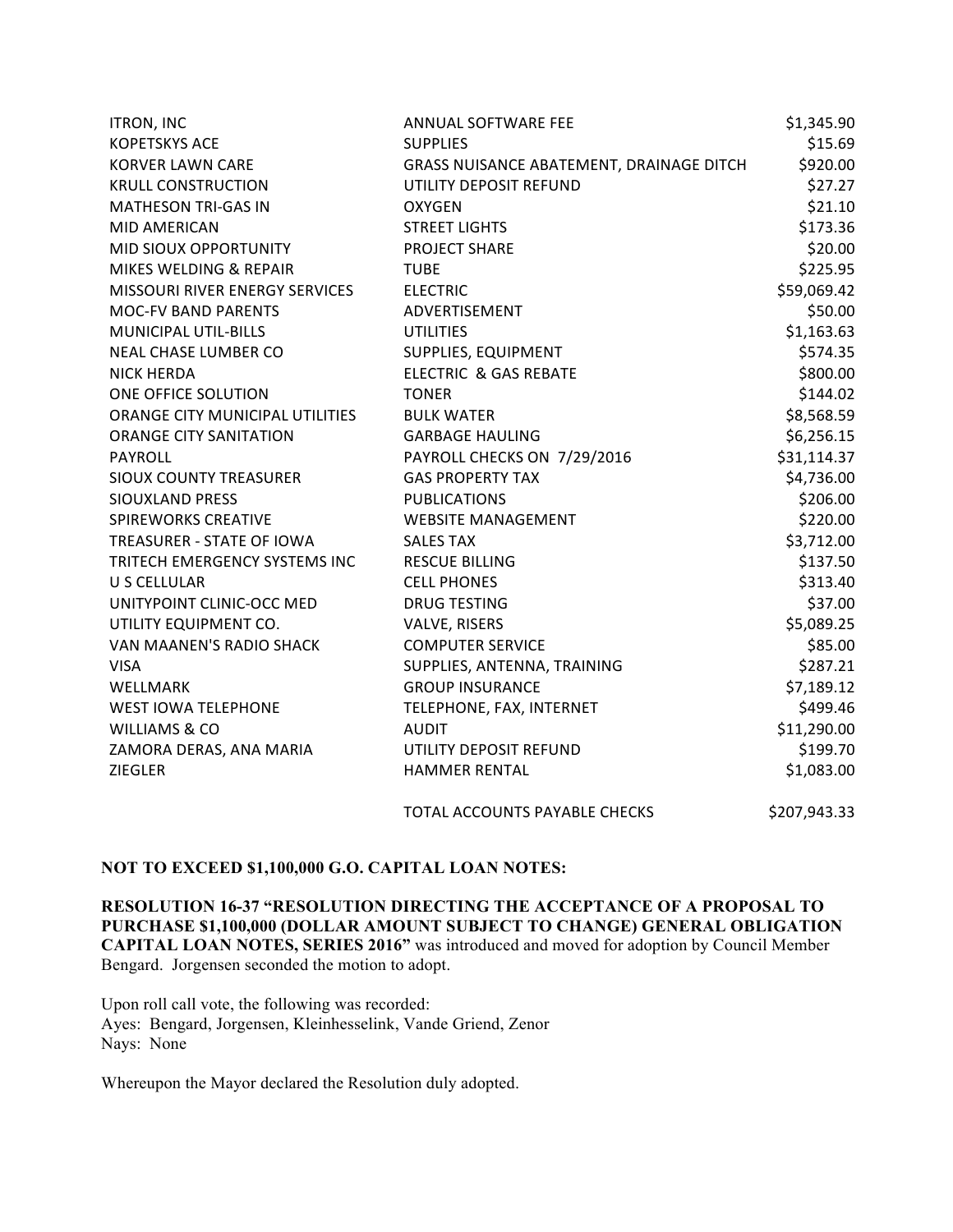| | | |
|---|---|---|
| ITRON, INC | ANNUAL SOFTWARE FEE | $1,345.90 |
| KOPETSKYS ACE | SUPPLIES | $15.69 |
| KORVER LAWN CARE | GRASS NUISANCE ABATEMENT, DRAINAGE DITCH | $920.00 |
| KRULL CONSTRUCTION | UTILITY DEPOSIT REFUND | $27.27 |
| MATHESON TRI-GAS IN | OXYGEN | $21.10 |
| MID AMERICAN | STREET LIGHTS | $173.36 |
| MID SIOUX OPPORTUNITY | PROJECT SHARE | $20.00 |
| MIKES WELDING & REPAIR | TUBE | $225.95 |
| MISSOURI RIVER ENERGY SERVICES | ELECTRIC | $59,069.42 |
| MOC-FV BAND PARENTS | ADVERTISEMENT | $50.00 |
| MUNICIPAL UTIL-BILLS | UTILITIES | $1,163.63 |
| NEAL CHASE LUMBER CO | SUPPLIES, EQUIPMENT | $574.35 |
| NICK HERDA | ELECTRIC & GAS REBATE | $800.00 |
| ONE OFFICE SOLUTION | TONER | $144.02 |
| ORANGE CITY MUNICIPAL UTILITIES | BULK WATER | $8,568.59 |
| ORANGE CITY SANITATION | GARBAGE HAULING | $6,256.15 |
| PAYROLL | PAYROLL CHECKS ON 7/29/2016 | $31,114.37 |
| SIOUX COUNTY TREASURER | GAS PROPERTY TAX | $4,736.00 |
| SIOUXLAND PRESS | PUBLICATIONS | $206.00 |
| SPIREWORKS CREATIVE | WEBSITE MANAGEMENT | $220.00 |
| TREASURER - STATE OF IOWA | SALES TAX | $3,712.00 |
| TRITECH EMERGENCY SYSTEMS INC | RESCUE BILLING | $137.50 |
| U S CELLULAR | CELL PHONES | $313.40 |
| UNITYPOINT CLINIC-OCC MED | DRUG TESTING | $37.00 |
| UTILITY EQUIPMENT CO. | VALVE, RISERS | $5,089.25 |
| VAN MAANEN'S RADIO SHACK | COMPUTER SERVICE | $85.00 |
| VISA | SUPPLIES, ANTENNA, TRAINING | $287.21 |
| WELLMARK | GROUP INSURANCE | $7,189.12 |
| WEST IOWA TELEPHONE | TELEPHONE, FAX, INTERNET | $499.46 |
| WILLIAMS & CO | AUDIT | $11,290.00 |
| ZAMORA DERAS, ANA MARIA | UTILITY DEPOSIT REFUND | $199.70 |
| ZIEGLER | HAMMER RENTAL | $1,083.00 |
| | TOTAL ACCOUNTS PAYABLE CHECKS | $207,943.33 |

**NOT TO EXCEED $1,100,000 G.O. CAPITAL LOAN NOTES:**

**RESOLUTION 16-37 "RESOLUTION DIRECTING THE ACCEPTANCE OF A PROPOSAL TO PURCHASE $1,100,000 (DOLLAR AMOUNT SUBJECT TO CHANGE) GENERAL OBLIGATION CAPITAL LOAN NOTES, SERIES 2016"** was introduced and moved for adoption by Council Member Bengard. Jorgensen seconded the motion to adopt.

Upon roll call vote, the following was recorded:
Ayes: Bengard, Jorgensen, Kleinhesselink, Vande Griend, Zenor
Nays: None

Whereupon the Mayor declared the Resolution duly adopted.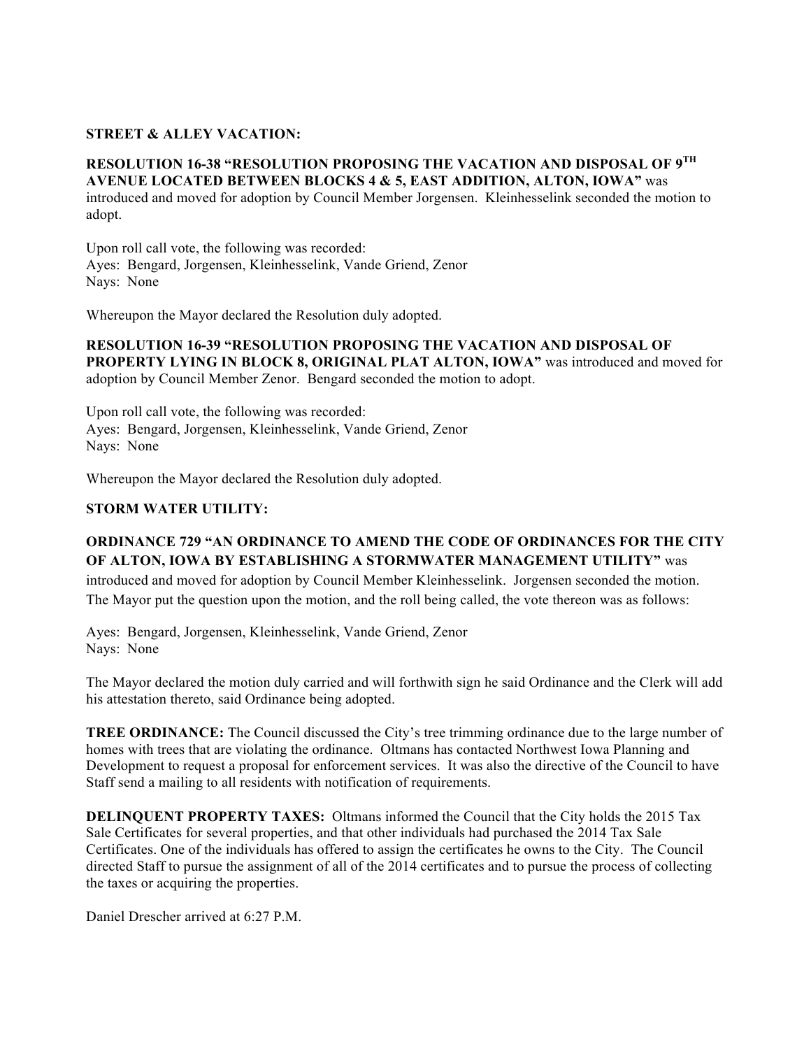**STREET & ALLEY VACATION:**

**RESOLUTION 16-38 "RESOLUTION PROPOSING THE VACATION AND DISPOSAL OF 9TH AVENUE LOCATED BETWEEN BLOCKS 4 & 5, EAST ADDITION, ALTON, IOWA"** was introduced and moved for adoption by Council Member Jorgensen. Kleinhesselink seconded the motion to adopt.

Upon roll call vote, the following was recorded:
Ayes: Bengard, Jorgensen, Kleinhesselink, Vande Griend, Zenor
Nays: None

Whereupon the Mayor declared the Resolution duly adopted.

**RESOLUTION 16-39 "RESOLUTION PROPOSING THE VACATION AND DISPOSAL OF PROPERTY LYING IN BLOCK 8, ORIGINAL PLAT ALTON, IOWA"** was introduced and moved for adoption by Council Member Zenor. Bengard seconded the motion to adopt.

Upon roll call vote, the following was recorded:
Ayes: Bengard, Jorgensen, Kleinhesselink, Vande Griend, Zenor
Nays: None

Whereupon the Mayor declared the Resolution duly adopted.

**STORM WATER UTILITY:**

**ORDINANCE 729 "AN ORDINANCE TO AMEND THE CODE OF ORDINANCES FOR THE CITY OF ALTON, IOWA BY ESTABLISHING A STORMWATER MANAGEMENT UTILITY"** was introduced and moved for adoption by Council Member Kleinhesselink. Jorgensen seconded the motion. The Mayor put the question upon the motion, and the roll being called, the vote thereon was as follows:

Ayes: Bengard, Jorgensen, Kleinhesselink, Vande Griend, Zenor
Nays: None

The Mayor declared the motion duly carried and will forthwith sign he said Ordinance and the Clerk will add his attestation thereto, said Ordinance being adopted.

**TREE ORDINANCE:** The Council discussed the City's tree trimming ordinance due to the large number of homes with trees that are violating the ordinance. Oltmans has contacted Northwest Iowa Planning and Development to request a proposal for enforcement services. It was also the directive of the Council to have Staff send a mailing to all residents with notification of requirements.

**DELINQUENT PROPERTY TAXES:** Oltmans informed the Council that the City holds the 2015 Tax Sale Certificates for several properties, and that other individuals had purchased the 2014 Tax Sale Certificates. One of the individuals has offered to assign the certificates he owns to the City. The Council directed Staff to pursue the assignment of all of the 2014 certificates and to pursue the process of collecting the taxes or acquiring the properties.

Daniel Drescher arrived at 6:27 P.M.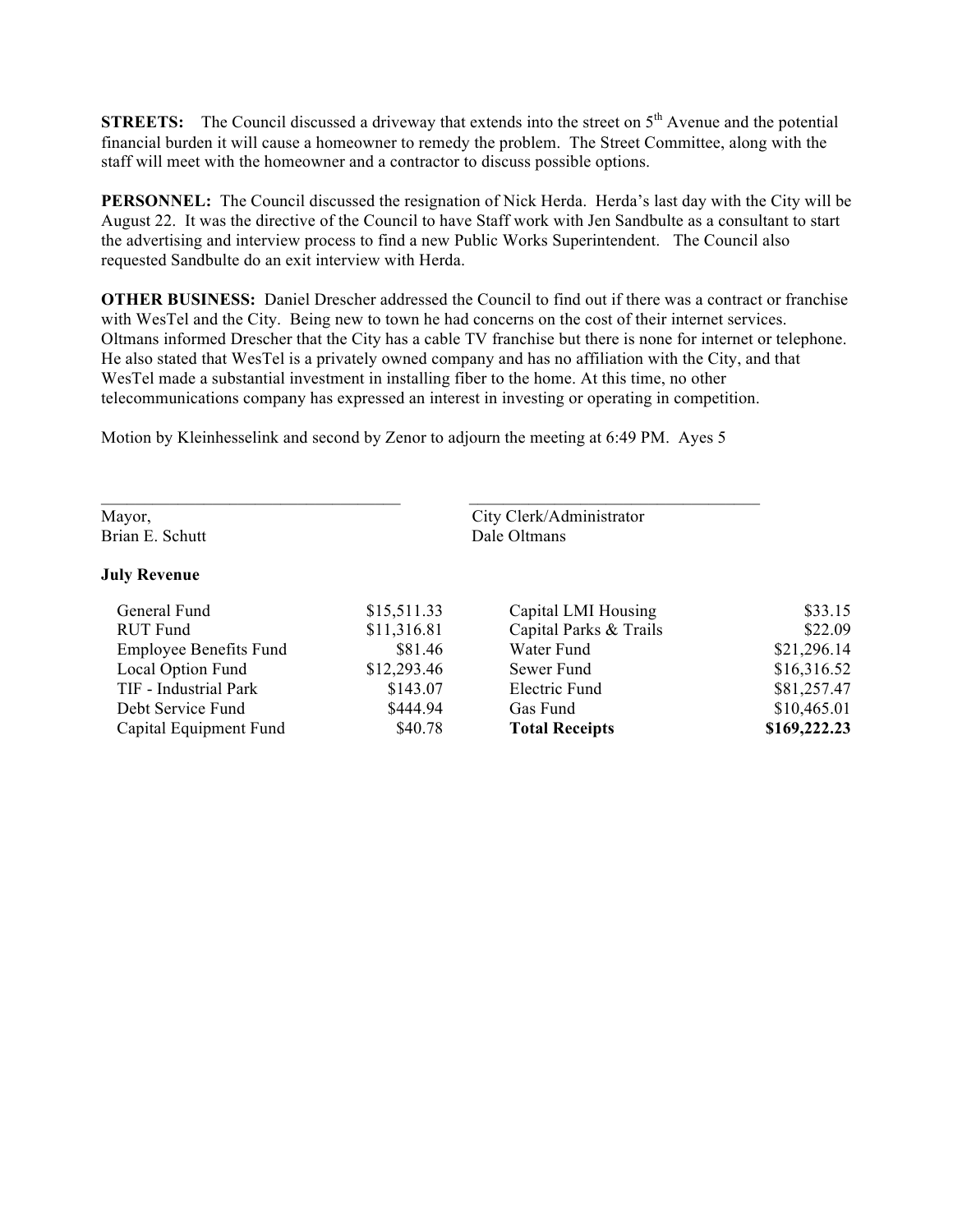**STREETS:** The Council discussed a driveway that extends into the street on 5th Avenue and the potential financial burden it will cause a homeowner to remedy the problem. The Street Committee, along with the staff will meet with the homeowner and a contractor to discuss possible options.

**PERSONNEL:** The Council discussed the resignation of Nick Herda. Herda's last day with the City will be August 22. It was the directive of the Council to have Staff work with Jen Sandbulte as a consultant to start the advertising and interview process to find a new Public Works Superintendent. The Council also requested Sandbulte do an exit interview with Herda.

**OTHER BUSINESS:** Daniel Drescher addressed the Council to find out if there was a contract or franchise with WesTel and the City. Being new to town he had concerns on the cost of their internet services. Oltmans informed Drescher that the City has a cable TV franchise but there is none for internet or telephone. He also stated that WesTel is a privately owned company and has no affiliation with the City, and that WesTel made a substantial investment in installing fiber to the home. At this time, no other telecommunications company has expressed an interest in investing or operating in competition.

Motion by Kleinhesselink and second by Zenor to adjourn the meeting at 6:49 PM. Ayes 5

\_\_\_\_\_\_\_\_\_\_\_\_\_\_\_\_\_\_\_\_\_\_\_\_\_\_\_\_\_\_\_\_\_\_\_\_
Mayor,
Brian E. Schutt

\_\_\_\_\_\_\_\_\_\_\_\_\_\_\_\_\_\_\_\_\_\_\_\_\_\_\_\_\_\_\_\_\_\_\_\_
City Clerk/Administrator
Dale Oltmans

**July Revenue**

| | | | |
|---|---|---|---|
| General Fund | $15,511.33 | Capital LMI Housing | $33.15 |
| RUT Fund | $11,316.81 | Capital Parks & Trails | $22.09 |
| Employee Benefits Fund | $81.46 | Water Fund | $21,296.14 |
| Local Option Fund | $12,293.46 | Sewer Fund | $16,316.52 |
| TIF - Industrial Park | $143.07 | Electric Fund | $81,257.47 |
| Debt Service Fund | $444.94 | Gas Fund | $10,465.01 |
| Capital Equipment Fund | $40.78 | **Total Receipts** | **$169,222.23** |